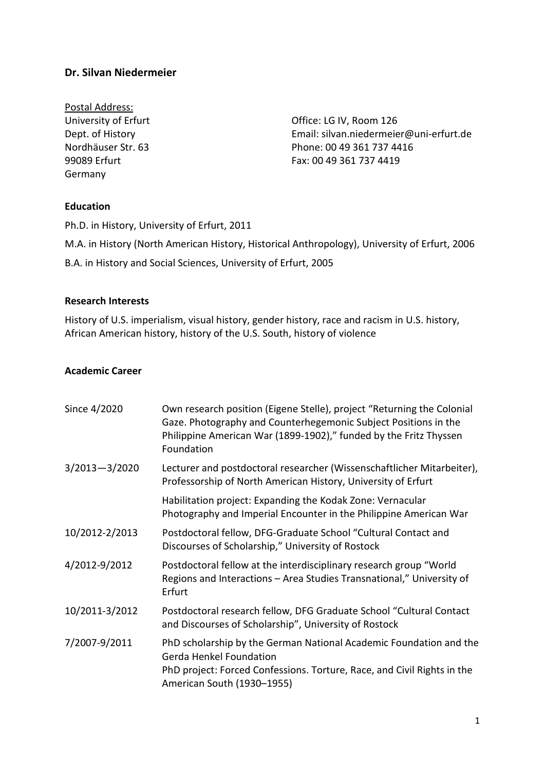## Dr. Silvan Niedermeier

Postal Address:
University of Erfurt
Dept. of History
Nordhäuser Str. 63
99089 Erfurt
Germany

Office: LG IV, Room 126
Email: silvan.niedermeier@uni-erfurt.de
Phone: 00 49 361 737 4416
Fax: 00 49 361 737 4419

### Education

Ph.D. in History, University of Erfurt, 2011

M.A. in History (North American History, Historical Anthropology), University of Erfurt, 2006

B.A. in History and Social Sciences, University of Erfurt, 2005

### Research Interests

History of U.S. imperialism, visual history, gender history, race and racism in U.S. history, African American history, history of the U.S. South, history of violence

### Academic Career

| | |
|---|---|
| Since 4/2020 | Own research position (Eigene Stelle), project "Returning the Colonial Gaze. Photography and Counterhegemonic Subject Positions in the Philippine American War (1899-1902)," funded by the Fritz Thyssen Foundation |
| 3/2013—3/2020 | Lecturer and postdoctoral researcher (Wissenschaftlicher Mitarbeiter), Professorship of North American History, University of Erfurt<br><br>Habilitation project: Expanding the Kodak Zone: Vernacular Photography and Imperial Encounter in the Philippine American War |
| 10/2012-2/2013 | Postdoctoral fellow, DFG-Graduate School "Cultural Contact and Discourses of Scholarship," University of Rostock |
| 4/2012-9/2012 | Postdoctoral fellow at the interdisciplinary research group "World Regions and Interactions – Area Studies Transnational," University of Erfurt |
| 10/2011-3/2012 | Postdoctoral research fellow, DFG Graduate School "Cultural Contact and Discourses of Scholarship", University of Rostock |
| 7/2007-9/2011 | PhD scholarship by the German National Academic Foundation and the Gerda Henkel Foundation<br>PhD project: Forced Confessions. Torture, Race, and Civil Rights in the American South (1930–1955) |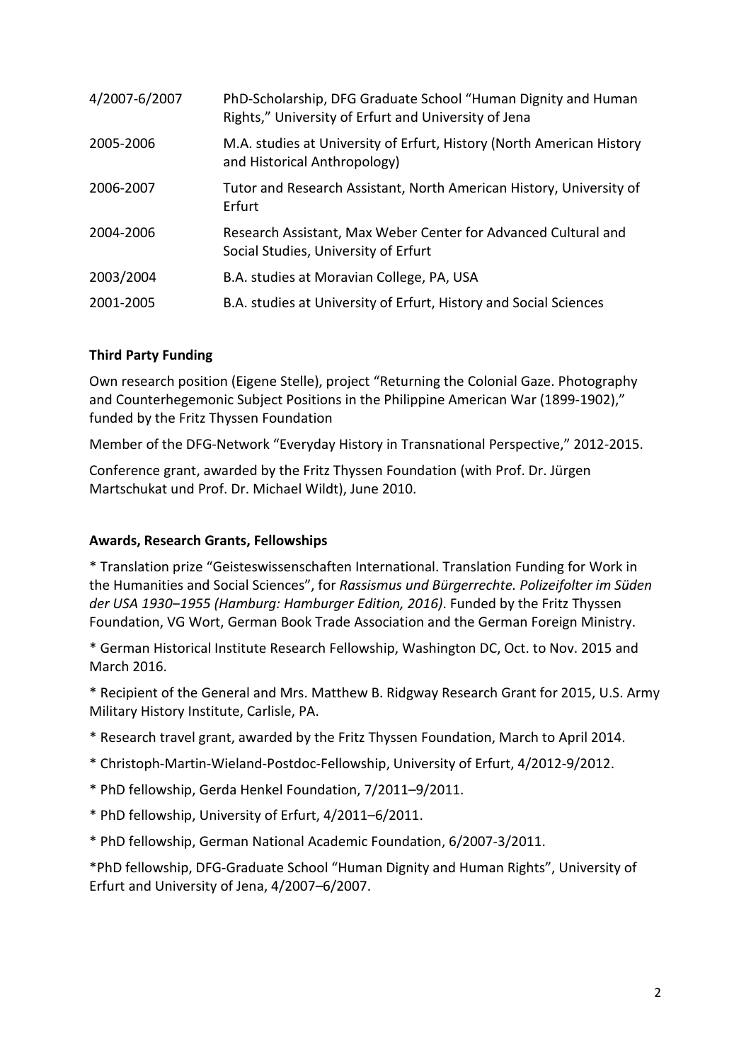| | |
|---|---|
| 4/2007-6/2007 | PhD-Scholarship, DFG Graduate School "Human Dignity and Human Rights," University of Erfurt and University of Jena |
| 2005-2006 | M.A. studies at University of Erfurt, History (North American History and Historical Anthropology) |
| 2006-2007 | Tutor and Research Assistant, North American History, University of Erfurt |
| 2004-2006 | Research Assistant, Max Weber Center for Advanced Cultural and Social Studies, University of Erfurt |
| 2003/2004 | B.A. studies at Moravian College, PA, USA |
| 2001-2005 | B.A. studies at University of Erfurt, History and Social Sciences |

**Third Party Funding**

Own research position (Eigene Stelle), project "Returning the Colonial Gaze. Photography and Counterhegemonic Subject Positions in the Philippine American War (1899-1902)," funded by the Fritz Thyssen Foundation

Member of the DFG-Network "Everyday History in Transnational Perspective," 2012-2015.

Conference grant, awarded by the Fritz Thyssen Foundation (with Prof. Dr. Jürgen Martschukat und Prof. Dr. Michael Wildt), June 2010.

**Awards, Research Grants, Fellowships**

* Translation prize "Geisteswissenschaften International. Translation Funding for Work in the Humanities and Social Sciences", for *Rassismus und Bürgerrechte. Polizeifolter im Süden der USA 1930–1955 (Hamburg: Hamburger Edition, 2016)*. Funded by the Fritz Thyssen Foundation, VG Wort, German Book Trade Association and the German Foreign Ministry.

* German Historical Institute Research Fellowship, Washington DC, Oct. to Nov. 2015 and March 2016.

* Recipient of the General and Mrs. Matthew B. Ridgway Research Grant for 2015, U.S. Army Military History Institute, Carlisle, PA.

* Research travel grant, awarded by the Fritz Thyssen Foundation, March to April 2014.

* Christoph-Martin-Wieland-Postdoc-Fellowship, University of Erfurt, 4/2012-9/2012.

* PhD fellowship, Gerda Henkel Foundation, 7/2011–9/2011.

* PhD fellowship, University of Erfurt, 4/2011–6/2011.

* PhD fellowship, German National Academic Foundation, 6/2007-3/2011.

*PhD fellowship, DFG-Graduate School "Human Dignity and Human Rights", University of Erfurt and University of Jena, 4/2007–6/2007.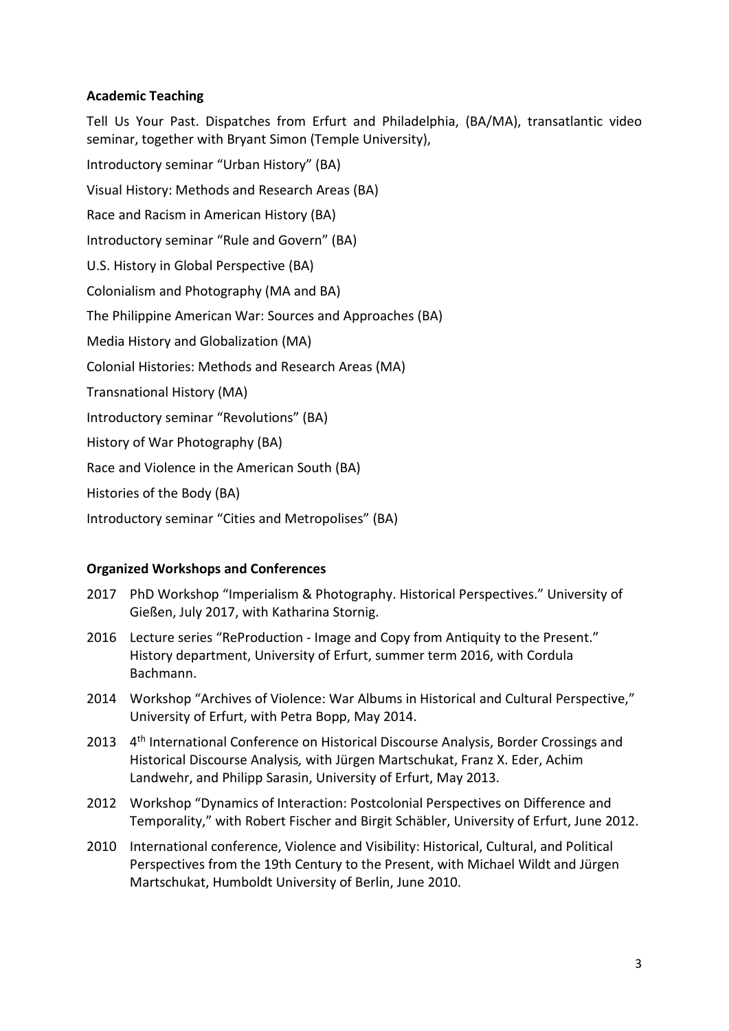### Academic Teaching

Tell Us Your Past. Dispatches from Erfurt and Philadelphia, (BA/MA), transatlantic video seminar, together with Bryant Simon (Temple University),

Introductory seminar "Urban History" (BA)

Visual History: Methods and Research Areas (BA)

Race and Racism in American History (BA)

Introductory seminar "Rule and Govern" (BA)

U.S. History in Global Perspective (BA)

Colonialism and Photography (MA and BA)

The Philippine American War: Sources and Approaches (BA)

Media History and Globalization (MA)

Colonial Histories: Methods and Research Areas (MA)

Transnational History (MA)

Introductory seminar "Revolutions" (BA)

History of War Photography (BA)

Race and Violence in the American South (BA)

Histories of the Body (BA)

Introductory seminar "Cities and Metropolises" (BA)

### Organized Workshops and Conferences

2017 PhD Workshop "Imperialism & Photography. Historical Perspectives." University of Gießen, July 2017, with Katharina Stornig.

2016 Lecture series "ReProduction - Image and Copy from Antiquity to the Present." History department, University of Erfurt, summer term 2016, with Cordula Bachmann.

2014 Workshop "Archives of Violence: War Albums in Historical and Cultural Perspective," University of Erfurt, with Petra Bopp, May 2014.

2013 4th International Conference on Historical Discourse Analysis, Border Crossings and Historical Discourse Analysis*,* with Jürgen Martschukat, Franz X. Eder, Achim Landwehr, and Philipp Sarasin, University of Erfurt, May 2013.

2012 Workshop "Dynamics of Interaction: Postcolonial Perspectives on Difference and Temporality," with Robert Fischer and Birgit Schäbler, University of Erfurt, June 2012.

2010 International conference, Violence and Visibility: Historical, Cultural, and Political Perspectives from the 19th Century to the Present, with Michael Wildt and Jürgen Martschukat, Humboldt University of Berlin, June 2010.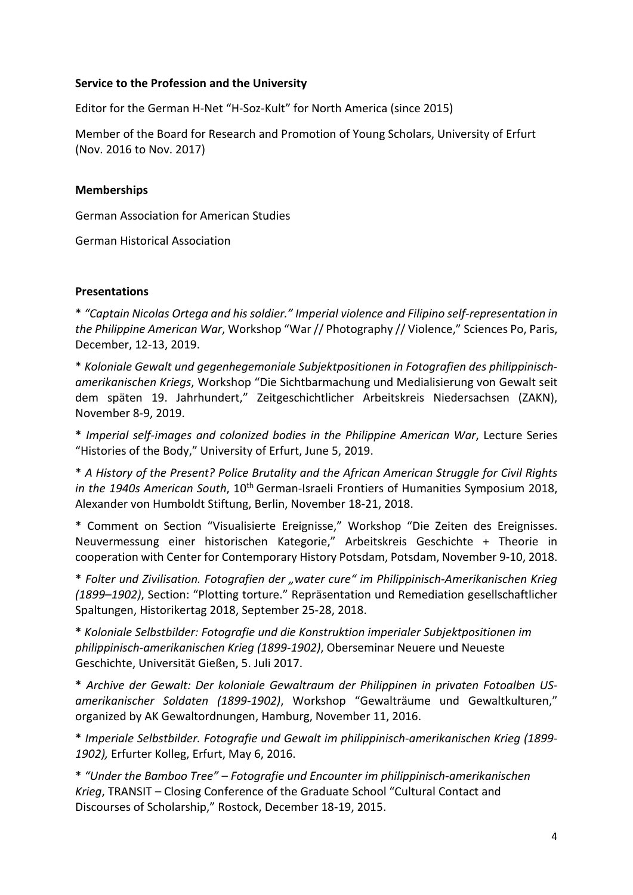**Service to the Profession and the University**

Editor for the German H-Net "H-Soz-Kult" for North America (since 2015)

Member of the Board for Research and Promotion of Young Scholars, University of Erfurt (Nov. 2016 to Nov. 2017)

**Memberships**

German Association for American Studies

German Historical Association

**Presentations**

* *"Captain Nicolas Ortega and his soldier." Imperial violence and Filipino self-representation in the Philippine American War*, Workshop "War // Photography // Violence," Sciences Po, Paris, December, 12-13, 2019.

* *Koloniale Gewalt und gegenhegemoniale Subjektpositionen in Fotografien des philippinisch-amerikanischen Kriegs*, Workshop "Die Sichtbarmachung und Medialisierung von Gewalt seit dem späten 19. Jahrhundert," Zeitgeschichtlicher Arbeitskreis Niedersachsen (ZAKN), November 8-9, 2019.

* *Imperial self-images and colonized bodies in the Philippine American War*, Lecture Series "Histories of the Body," University of Erfurt, June 5, 2019.

* *A History of the Present? Police Brutality and the African American Struggle for Civil Rights in the 1940s American South*, 10th German-Israeli Frontiers of Humanities Symposium 2018, Alexander von Humboldt Stiftung, Berlin, November 18-21, 2018.

* Comment on Section "Visualisierte Ereignisse," Workshop "Die Zeiten des Ereignisses. Neuvermessung einer historischen Kategorie," Arbeitskreis Geschichte + Theorie in cooperation with Center for Contemporary History Potsdam, Potsdam, November 9-10, 2018.

* *Folter und Zivilisation. Fotografien der „water cure" im Philippinisch-Amerikanischen Krieg (1899–1902)*, Section: "Plotting torture." Repräsentation und Remediation gesellschaftlicher Spaltungen, Historikertag 2018, September 25-28, 2018.

* *Koloniale Selbstbilder: Fotografie und die Konstruktion imperialer Subjektpositionen im philippinisch-amerikanischen Krieg (1899-1902)*, Oberseminar Neuere und Neueste Geschichte, Universität Gießen, 5. Juli 2017.

* *Archive der Gewalt: Der koloniale Gewaltraum der Philippinen in privaten Fotoalben US-amerikanischer Soldaten (1899-1902)*, Workshop "Gewalträume und Gewaltkulturen," organized by AK Gewaltordnungen, Hamburg, November 11, 2016.

* *Imperiale Selbstbilder. Fotografie und Gewalt im philippinisch-amerikanischen Krieg (1899-1902),* Erfurter Kolleg, Erfurt, May 6, 2016.

* *"Under the Bamboo Tree" – Fotografie und Encounter im philippinisch-amerikanischen Krieg*, TRANSIT – Closing Conference of the Graduate School "Cultural Contact and Discourses of Scholarship," Rostock, December 18-19, 2015.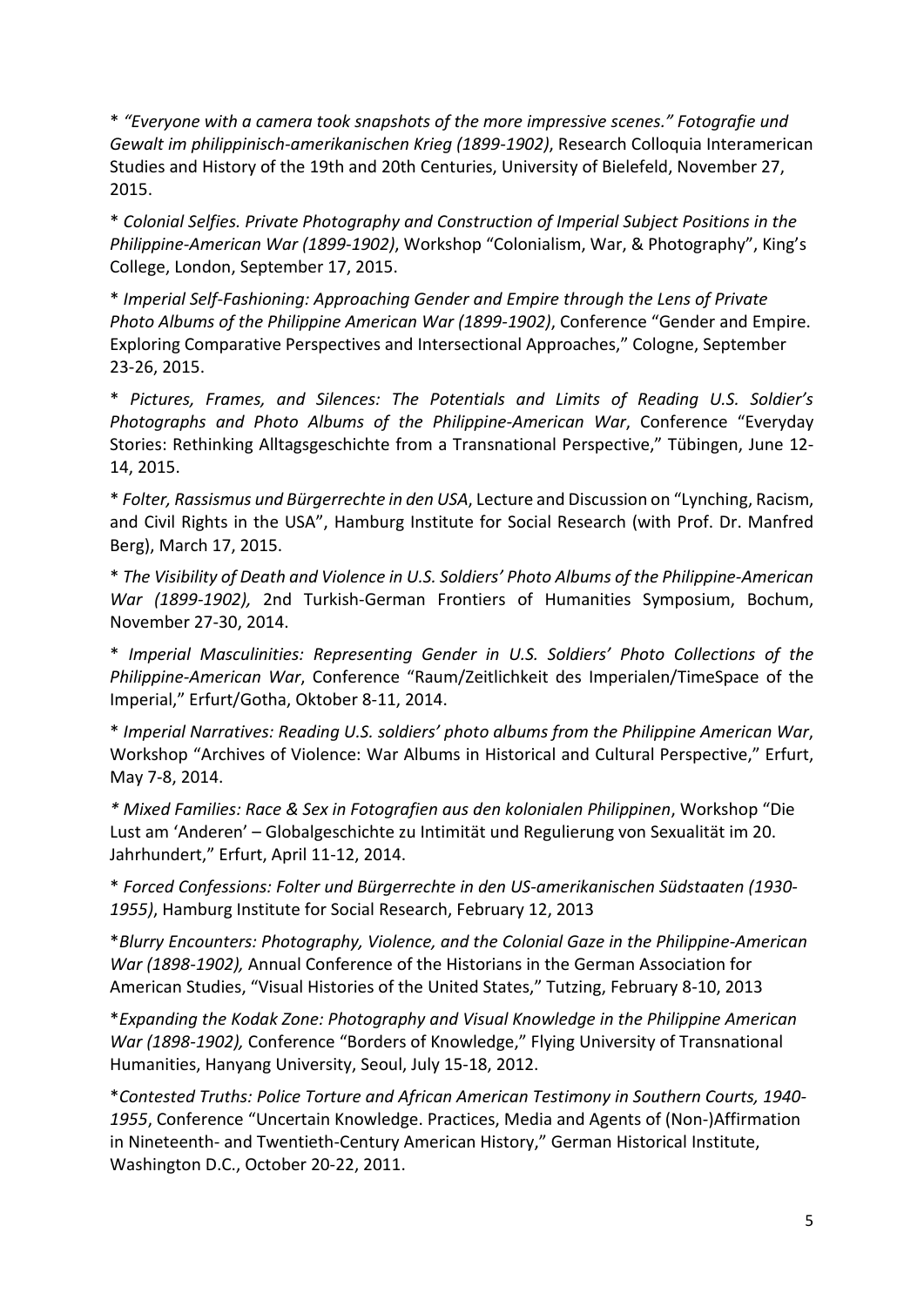* *"Everyone with a camera took snapshots of the more impressive scenes." Fotografie und Gewalt im philippinisch-amerikanischen Krieg (1899-1902)*, Research Colloquia Interamerican Studies and History of the 19th and 20th Centuries, University of Bielefeld, November 27, 2015.

* *Colonial Selfies. Private Photography and Construction of Imperial Subject Positions in the Philippine-American War (1899-1902)*, Workshop "Colonialism, War, & Photography", King's College, London, September 17, 2015.

* *Imperial Self-Fashioning: Approaching Gender and Empire through the Lens of Private Photo Albums of the Philippine American War (1899-1902)*, Conference "Gender and Empire. Exploring Comparative Perspectives and Intersectional Approaches," Cologne, September 23-26, 2015.

* *Pictures, Frames, and Silences: The Potentials and Limits of Reading U.S. Soldier's Photographs and Photo Albums of the Philippine-American War*, Conference "Everyday Stories: Rethinking Alltagsgeschichte from a Transnational Perspective," Tübingen, June 12-14, 2015.

* *Folter, Rassismus und Bürgerrechte in den USA*, Lecture and Discussion on "Lynching, Racism, and Civil Rights in the USA", Hamburg Institute for Social Research (with Prof. Dr. Manfred Berg), March 17, 2015.

* *The Visibility of Death and Violence in U.S. Soldiers' Photo Albums of the Philippine-American War (1899-1902),* 2nd Turkish-German Frontiers of Humanities Symposium, Bochum, November 27-30, 2014.

* *Imperial Masculinities: Representing Gender in U.S. Soldiers' Photo Collections of the Philippine-American War*, Conference "Raum/Zeitlichkeit des Imperialen/TimeSpace of the Imperial," Erfurt/Gotha, Oktober 8-11, 2014.

* *Imperial Narratives: Reading U.S. soldiers' photo albums from the Philippine American War*, Workshop "Archives of Violence: War Albums in Historical and Cultural Perspective," Erfurt, May 7-8, 2014.

* *Mixed Families: Race & Sex in Fotografien aus den kolonialen Philippinen*, Workshop "Die Lust am 'Anderen' – Globalgeschichte zu Intimität und Regulierung von Sexualität im 20. Jahrhundert," Erfurt, April 11-12, 2014.

* *Forced Confessions: Folter und Bürgerrechte in den US-amerikanischen Südstaaten (1930-1955)*, Hamburg Institute for Social Research, February 12, 2013

**Blurry Encounters: Photography, Violence, and the Colonial Gaze in the Philippine-American War (1898-1902),* Annual Conference of the Historians in the German Association for American Studies, "Visual Histories of the United States," Tutzing, February 8-10, 2013

**Expanding the Kodak Zone: Photography and Visual Knowledge in the Philippine American War (1898-1902),* Conference "Borders of Knowledge," Flying University of Transnational Humanities, Hanyang University, Seoul, July 15-18, 2012.

**Contested Truths: Police Torture and African American Testimony in Southern Courts, 1940-1955*, Conference "Uncertain Knowledge. Practices, Media and Agents of (Non-)Affirmation in Nineteenth- and Twentieth-Century American History," German Historical Institute, Washington D.C., October 20-22, 2011.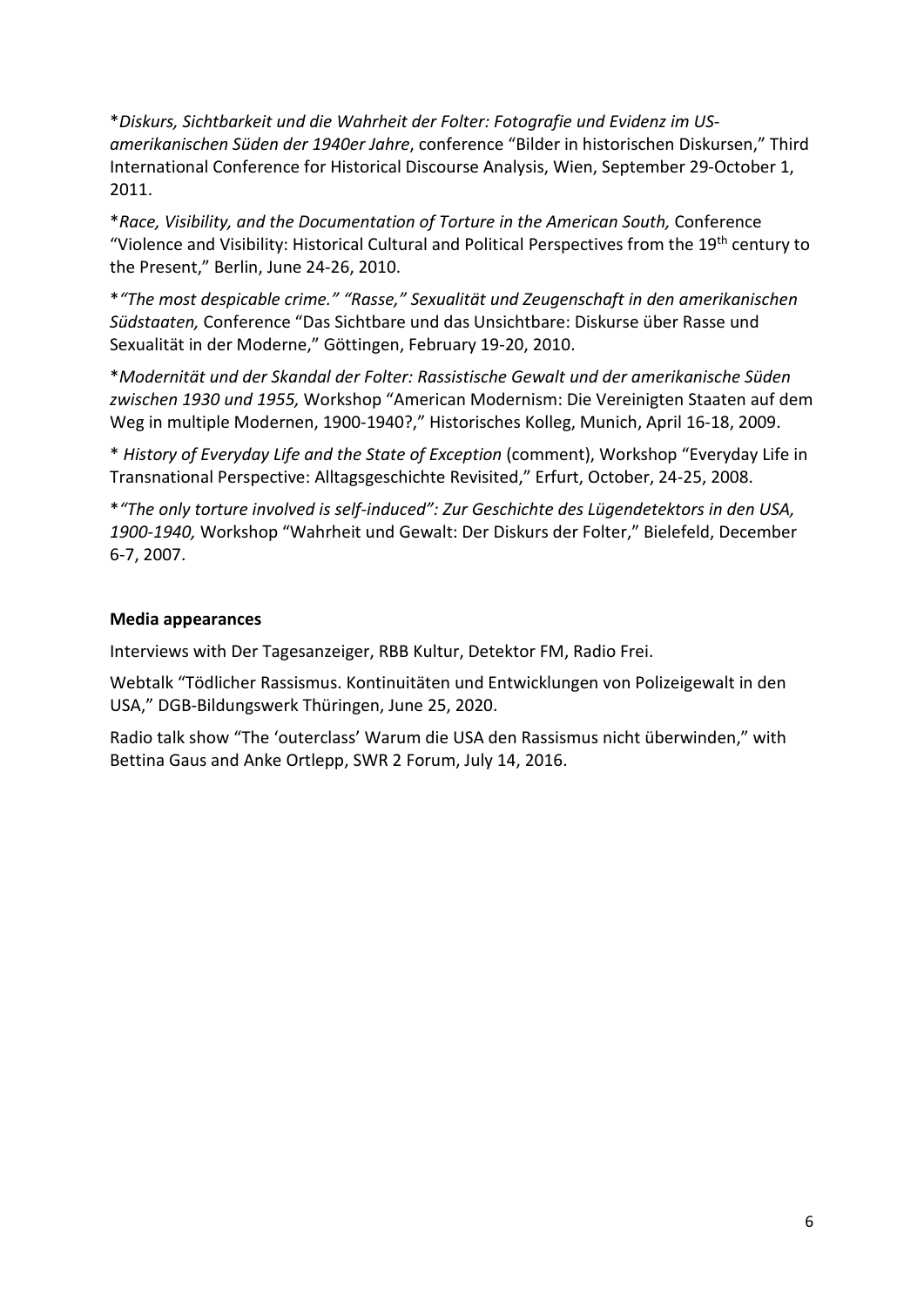**Diskurs, Sichtbarkeit und die Wahrheit der Folter: Fotografie und Evidenz im US-amerikanischen Süden der 1940er Jahre*, conference "Bilder in historischen Diskursen," Third International Conference for Historical Discourse Analysis, Wien, September 29-October 1, 2011.

**Race, Visibility, and the Documentation of Torture in the American South,* Conference "Violence and Visibility: Historical Cultural and Political Perspectives from the 19th century to the Present," Berlin, June 24-26, 2010.

**"The most despicable crime." "Rasse," Sexualität und Zeugenschaft in den amerikanischen Südstaaten,* Conference "Das Sichtbare und das Unsichtbare: Diskurse über Rasse und Sexualität in der Moderne," Göttingen, February 19-20, 2010.

**Modernität und der Skandal der Folter: Rassistische Gewalt und der amerikanische Süden zwischen 1930 und 1955,* Workshop "American Modernism: Die Vereinigten Staaten auf dem Weg in multiple Modernen, 1900-1940?," Historisches Kolleg, Munich, April 16-18, 2009.

* *History of Everyday Life and the State of Exception* (comment), Workshop "Everyday Life in Transnational Perspective: Alltagsgeschichte Revisited," Erfurt, October, 24-25, 2008.

**"The only torture involved is self-induced": Zur Geschichte des Lügendetektors in den USA, 1900-1940,* Workshop "Wahrheit und Gewalt: Der Diskurs der Folter," Bielefeld, December 6-7, 2007.

**Media appearances**

Interviews with Der Tagesanzeiger, RBB Kultur, Detektor FM, Radio Frei.

Webtalk "Tödlicher Rassismus. Kontinuitäten und Entwicklungen von Polizeigewalt in den USA," DGB-Bildungswerk Thüringen, June 25, 2020.

Radio talk show "The 'outerclass' Warum die USA den Rassismus nicht überwinden," with Bettina Gaus and Anke Ortlepp, SWR 2 Forum, July 14, 2016.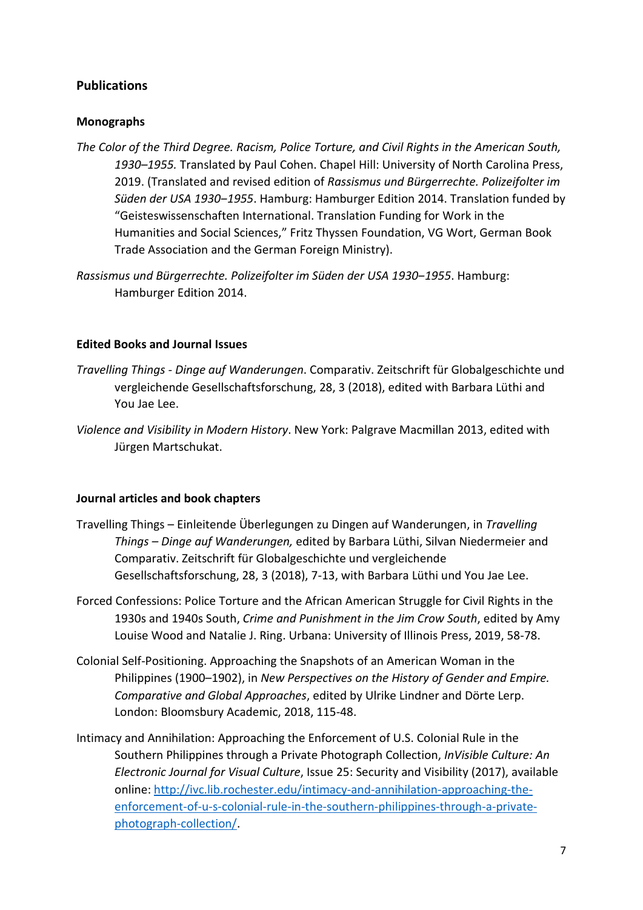## Publications

### Monographs

*The Color of the Third Degree. Racism, Police Torture, and Civil Rights in the American South, 1930–1955.* Translated by Paul Cohen. Chapel Hill: University of North Carolina Press, 2019. (Translated and revised edition of *Rassismus und Bürgerrechte. Polizeifolter im Süden der USA 1930‒1955*. Hamburg: Hamburger Edition 2014. Translation funded by "Geisteswissenschaften International. Translation Funding for Work in the Humanities and Social Sciences," Fritz Thyssen Foundation, VG Wort, German Book Trade Association and the German Foreign Ministry).

*Rassismus und Bürgerrechte. Polizeifolter im Süden der USA 1930‒1955*. Hamburg: Hamburger Edition 2014.

### Edited Books and Journal Issues

*Travelling Things - Dinge auf Wanderungen*. Comparativ. Zeitschrift für Globalgeschichte und vergleichende Gesellschaftsforschung, 28, 3 (2018), edited with Barbara Lüthi and You Jae Lee.

*Violence and Visibility in Modern History*. New York: Palgrave Macmillan 2013, edited with Jürgen Martschukat.

### Journal articles and book chapters

Travelling Things – Einleitende Überlegungen zu Dingen auf Wanderungen, in *Travelling Things – Dinge auf Wanderungen,* edited by Barbara Lüthi, Silvan Niedermeier and Comparativ. Zeitschrift für Globalgeschichte und vergleichende Gesellschaftsforschung, 28, 3 (2018), 7-13, with Barbara Lüthi und You Jae Lee.

Forced Confessions: Police Torture and the African American Struggle for Civil Rights in the 1930s and 1940s South, *Crime and Punishment in the Jim Crow South*, edited by Amy Louise Wood and Natalie J. Ring. Urbana: University of Illinois Press, 2019, 58-78.

Colonial Self-Positioning. Approaching the Snapshots of an American Woman in the Philippines (1900–1902), in *New Perspectives on the History of Gender and Empire. Comparative and Global Approaches*, edited by Ulrike Lindner and Dörte Lerp. London: Bloomsbury Academic, 2018, 115-48.

Intimacy and Annihilation: Approaching the Enforcement of U.S. Colonial Rule in the Southern Philippines through a Private Photograph Collection, *InVisible Culture: An Electronic Journal for Visual Culture*, Issue 25: Security and Visibility (2017), available online: [http://ivc.lib.rochester.edu/intimacy-and-annihilation-approaching-the-enforcement-of-u-s-colonial-rule-in-the-southern-philippines-through-a-private-photograph-collection/](http://ivc.lib.rochester.edu/intimacy-and-annihilation-approaching-the-enforcement-of-u-s-colonial-rule-in-the-southern-philippines-through-a-private-photograph-collection/).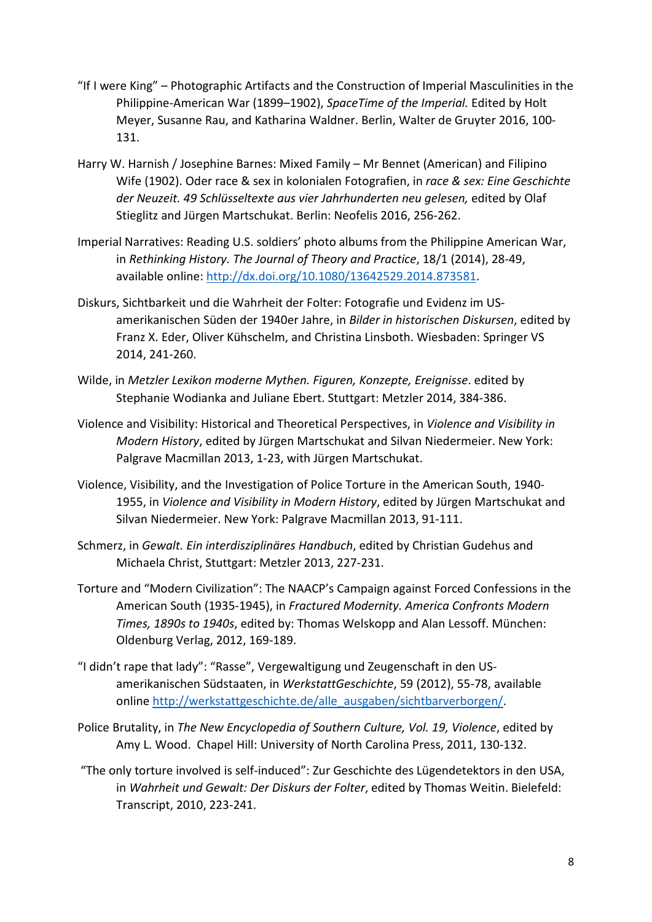"If I were King" – Photographic Artifacts and the Construction of Imperial Masculinities in the Philippine-American War (1899–1902), *SpaceTime of the Imperial.* Edited by Holt Meyer, Susanne Rau, and Katharina Waldner. Berlin, Walter de Gruyter 2016, 100-131.

Harry W. Harnish / Josephine Barnes: Mixed Family – Mr Bennet (American) and Filipino Wife (1902). Oder race & sex in kolonialen Fotografien, in *race & sex: Eine Geschichte der Neuzeit. 49 Schlüsseltexte aus vier Jahrhunderten neu gelesen,* edited by Olaf Stieglitz and Jürgen Martschukat. Berlin: Neofelis 2016, 256-262.

Imperial Narratives: Reading U.S. soldiers' photo albums from the Philippine American War, in *Rethinking History. The Journal of Theory and Practice*, 18/1 (2014), 28-49, available online: [http://dx.doi.org/10.1080/13642529.2014.873581](http://dx.doi.org/10.1080/13642529.2014.873581).

Diskurs, Sichtbarkeit und die Wahrheit der Folter: Fotografie und Evidenz im US-amerikanischen Süden der 1940er Jahre, in *Bilder in historischen Diskursen*, edited by Franz X. Eder, Oliver Kühschelm, and Christina Linsboth. Wiesbaden: Springer VS 2014, 241-260.

Wilde, in *Metzler Lexikon moderne Mythen. Figuren, Konzepte, Ereignisse*. edited by Stephanie Wodianka and Juliane Ebert. Stuttgart: Metzler 2014, 384-386.

Violence and Visibility: Historical and Theoretical Perspectives, in *Violence and Visibility in Modern History*, edited by Jürgen Martschukat and Silvan Niedermeier. New York: Palgrave Macmillan 2013, 1-23, with Jürgen Martschukat.

Violence, Visibility, and the Investigation of Police Torture in the American South, 1940-1955, in *Violence and Visibility in Modern History*, edited by Jürgen Martschukat and Silvan Niedermeier. New York: Palgrave Macmillan 2013, 91-111.

Schmerz, in *Gewalt. Ein interdisziplinäres Handbuch*, edited by Christian Gudehus and Michaela Christ, Stuttgart: Metzler 2013, 227-231.

Torture and "Modern Civilization": The NAACP's Campaign against Forced Confessions in the American South (1935-1945), in *Fractured Modernity. America Confronts Modern Times, 1890s to 1940s*, edited by: Thomas Welskopp and Alan Lessoff. München: Oldenburg Verlag, 2012, 169-189.

"I didn't rape that lady": "Rasse", Vergewaltigung und Zeugenschaft in den US-amerikanischen Südstaaten, in *WerkstattGeschichte*, 59 (2012), 55-78, available online [http://werkstattgeschichte.de/alle_ausgaben/sichtbarverborgen/](http://werkstattgeschichte.de/alle_ausgaben/sichtbarverborgen/).

Police Brutality, in *The New Encyclopedia of Southern Culture, Vol. 19, Violence*, edited by Amy L. Wood. Chapel Hill: University of North Carolina Press, 2011, 130-132.

"The only torture involved is self-induced": Zur Geschichte des Lügendetektors in den USA, in *Wahrheit und Gewalt: Der Diskurs der Folter*, edited by Thomas Weitin. Bielefeld: Transcript, 2010, 223-241.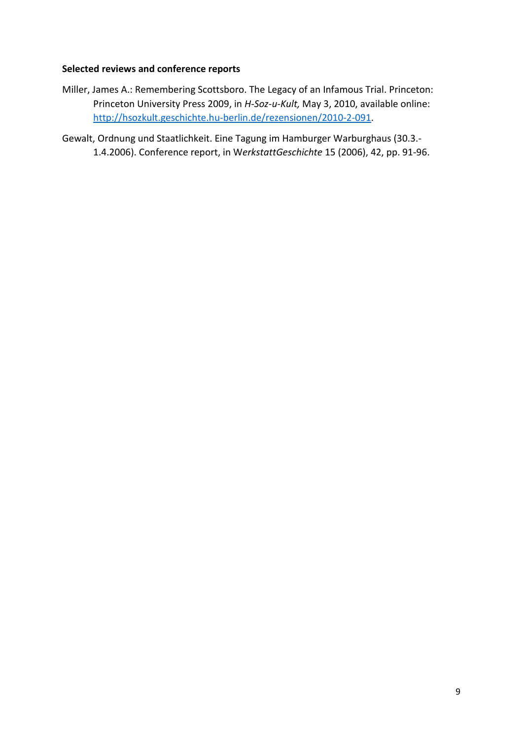**Selected reviews and conference reports**

Miller, James A.: Remembering Scottsboro. The Legacy of an Infamous Trial. Princeton: Princeton University Press 2009, in *H-Soz-u-Kult,* May 3, 2010, available online: http://hsozkult.geschichte.hu-berlin.de/rezensionen/2010-2-091.

Gewalt, Ordnung und Staatlichkeit. Eine Tagung im Hamburger Warburghaus (30.3.-1.4.2006). Conference report, in W*erkstattGeschichte* 15 (2006), 42, pp. 91-96.